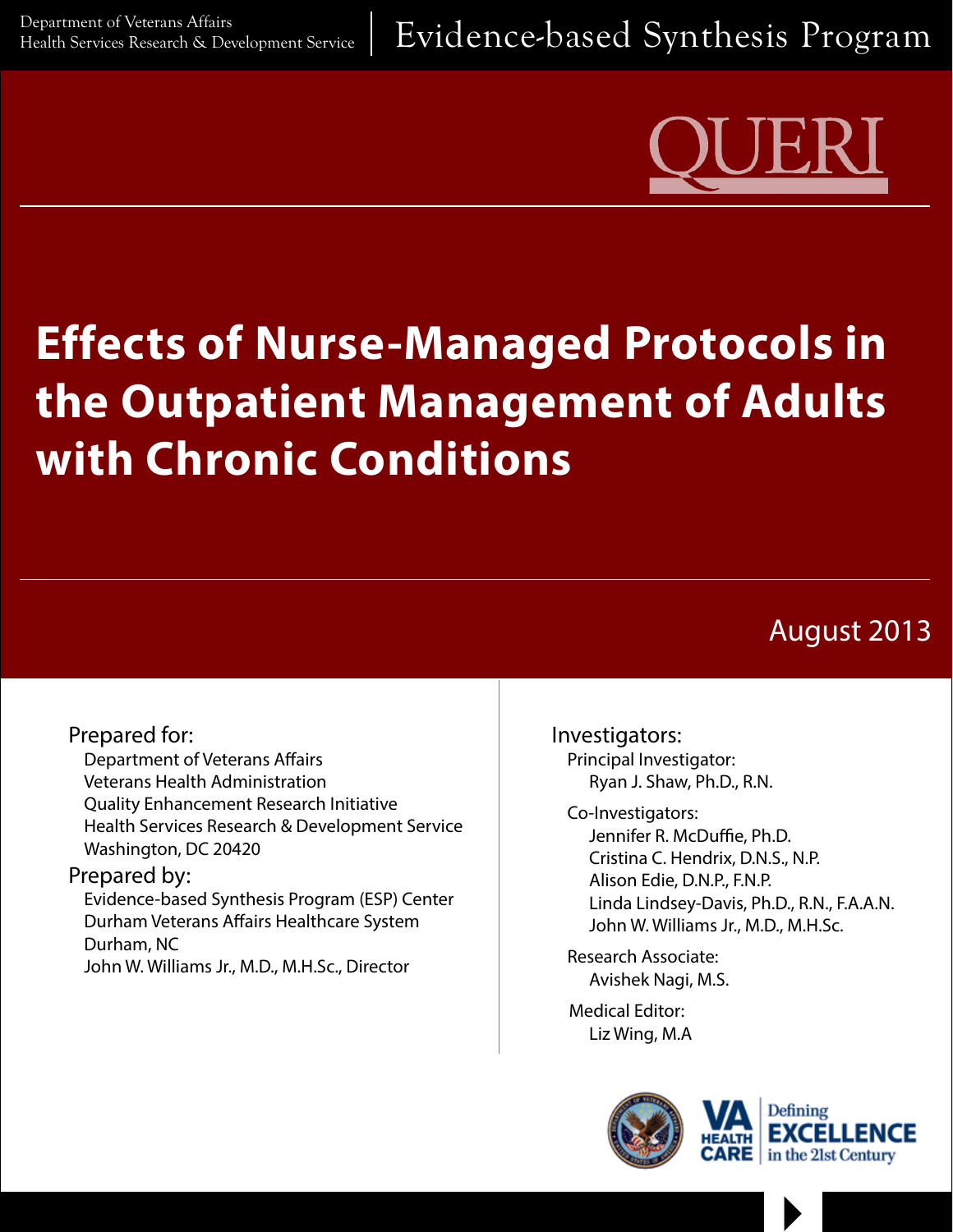Department of Veterans Affairs
Health Services Research & Development Service

Evidence-based Synthesis Program

QUERI

# Effects of Nurse-Managed Protocols in the Outpatient Management of Adults with Chronic Conditions

August 2013

**Prepared for:**
Department of Veterans Affairs
Veterans Health Administration
Quality Enhancement Research Initiative
Health Services Research & Development Service
Washington, DC 20420

**Prepared by:**
Evidence-based Synthesis Program (ESP) Center
Durham Veterans Affairs Healthcare System
Durham, NC
John W. Williams Jr., M.D., M.H.Sc., Director

**Investigators:**

Principal Investigator:
Ryan J. Shaw, Ph.D., R.N.

Co-Investigators:
Jennifer R. McDuffie, Ph.D.
Cristina C. Hendrix, D.N.S., N.P.
Alison Edie, D.N.P., F.N.P.
Linda Lindsey-Davis, Ph.D., R.N., F.A.A.N.
John W. Williams Jr., M.D., M.H.Sc.

Research Associate:
Avishek Nagi, M.S.

Medical Editor:
Liz Wing, M.A

VA HEALTH CARE | Defining EXCELLENCE in the 21st Century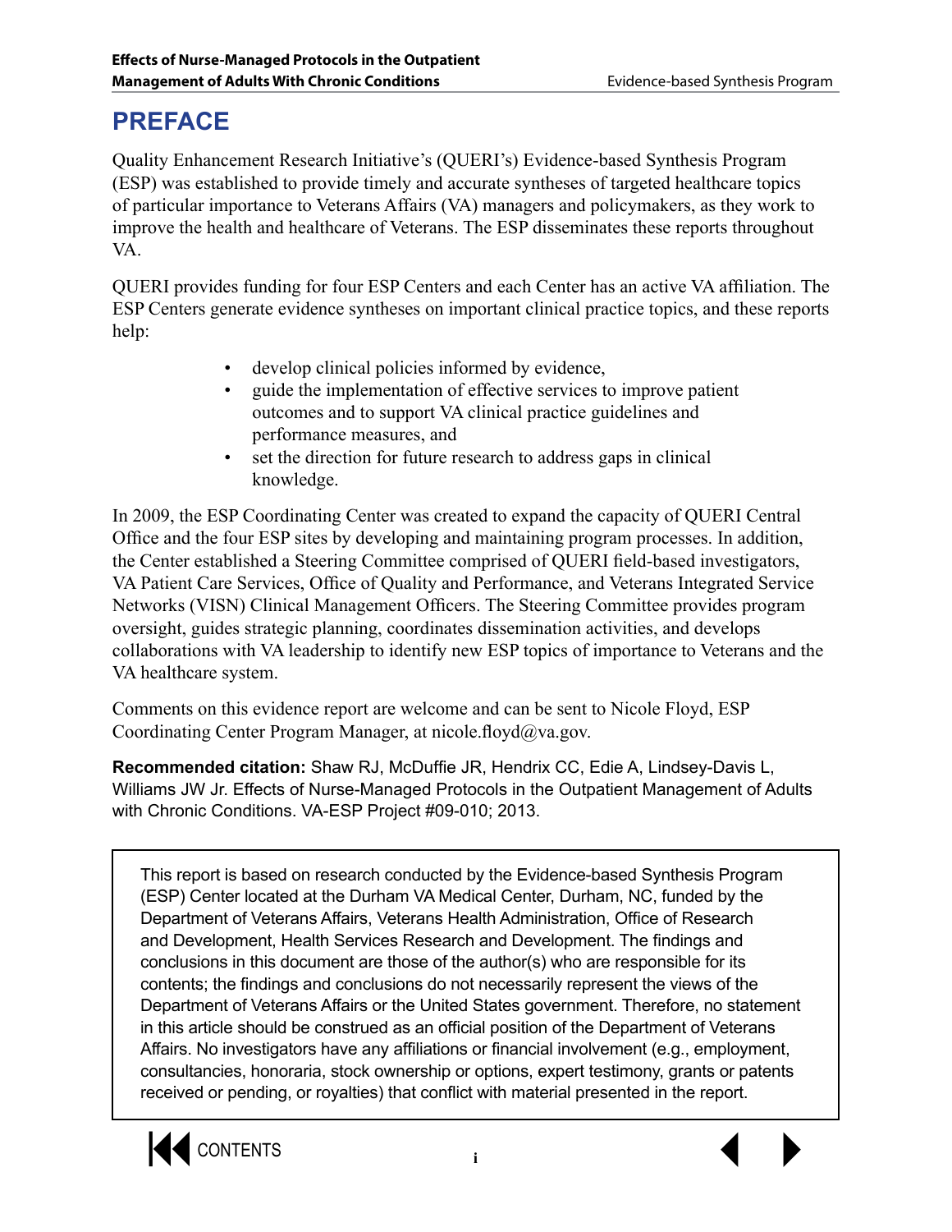# PREFACE

Quality Enhancement Research Initiative's (QUERI's) Evidence-based Synthesis Program (ESP) was established to provide timely and accurate syntheses of targeted healthcare topics of particular importance to Veterans Affairs (VA) managers and policymakers, as they work to improve the health and healthcare of Veterans. The ESP disseminates these reports throughout VA.

QUERI provides funding for four ESP Centers and each Center has an active VA affiliation. The ESP Centers generate evidence syntheses on important clinical practice topics, and these reports help:

- develop clinical policies informed by evidence,
- guide the implementation of effective services to improve patient outcomes and to support VA clinical practice guidelines and performance measures, and
- set the direction for future research to address gaps in clinical knowledge.

In 2009, the ESP Coordinating Center was created to expand the capacity of QUERI Central Office and the four ESP sites by developing and maintaining program processes. In addition, the Center established a Steering Committee comprised of QUERI field-based investigators, VA Patient Care Services, Office of Quality and Performance, and Veterans Integrated Service Networks (VISN) Clinical Management Officers. The Steering Committee provides program oversight, guides strategic planning, coordinates dissemination activities, and develops collaborations with VA leadership to identify new ESP topics of importance to Veterans and the VA healthcare system.

Comments on this evidence report are welcome and can be sent to Nicole Floyd, ESP Coordinating Center Program Manager, at nicole.floyd@va.gov.

**Recommended citation:** Shaw RJ, McDuffie JR, Hendrix CC, Edie A, Lindsey-Davis L, Williams JW Jr. Effects of Nurse-Managed Protocols in the Outpatient Management of Adults with Chronic Conditions. VA-ESP Project #09-010; 2013.

This report is based on research conducted by the Evidence-based Synthesis Program (ESP) Center located at the Durham VA Medical Center, Durham, NC, funded by the Department of Veterans Affairs, Veterans Health Administration, Office of Research and Development, Health Services Research and Development. The findings and conclusions in this document are those of the author(s) who are responsible for its contents; the findings and conclusions do not necessarily represent the views of the Department of Veterans Affairs or the United States government. Therefore, no statement in this article should be construed as an official position of the Department of Veterans Affairs. No investigators have any affiliations or financial involvement (e.g., employment, consultancies, honoraria, stock ownership or options, expert testimony, grants or patents received or pending, or royalties) that conflict with material presented in the report.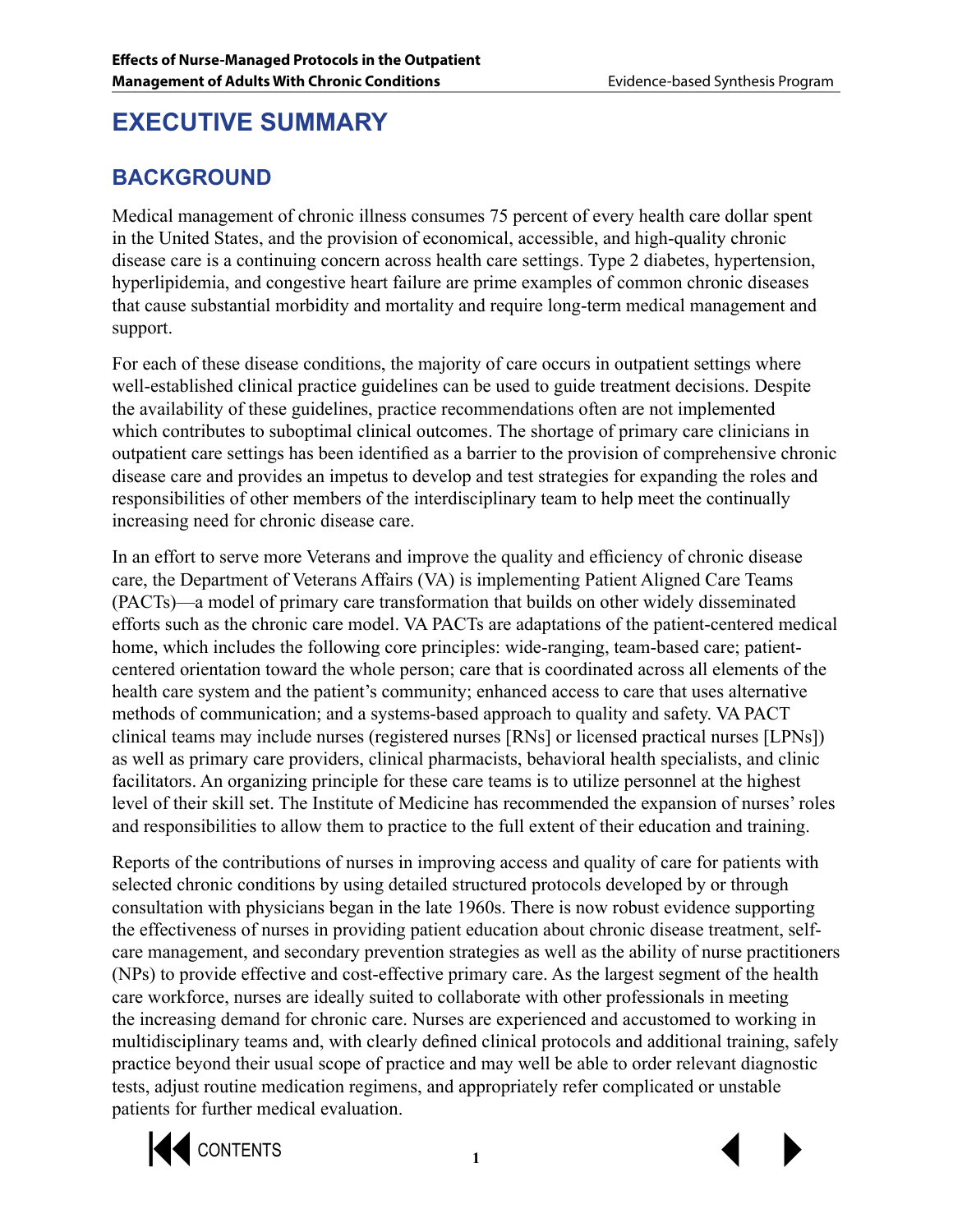# EXECUTIVE SUMMARY

## BACKGROUND

Medical management of chronic illness consumes 75 percent of every health care dollar spent in the United States, and the provision of economical, accessible, and high-quality chronic disease care is a continuing concern across health care settings. Type 2 diabetes, hypertension, hyperlipidemia, and congestive heart failure are prime examples of common chronic diseases that cause substantial morbidity and mortality and require long-term medical management and support.

For each of these disease conditions, the majority of care occurs in outpatient settings where well-established clinical practice guidelines can be used to guide treatment decisions. Despite the availability of these guidelines, practice recommendations often are not implemented which contributes to suboptimal clinical outcomes. The shortage of primary care clinicians in outpatient care settings has been identified as a barrier to the provision of comprehensive chronic disease care and provides an impetus to develop and test strategies for expanding the roles and responsibilities of other members of the interdisciplinary team to help meet the continually increasing need for chronic disease care.

In an effort to serve more Veterans and improve the quality and efficiency of chronic disease care, the Department of Veterans Affairs (VA) is implementing Patient Aligned Care Teams (PACTs)—a model of primary care transformation that builds on other widely disseminated efforts such as the chronic care model. VA PACTs are adaptations of the patient-centered medical home, which includes the following core principles: wide-ranging, team-based care; patient-centered orientation toward the whole person; care that is coordinated across all elements of the health care system and the patient's community; enhanced access to care that uses alternative methods of communication; and a systems-based approach to quality and safety. VA PACT clinical teams may include nurses (registered nurses [RNs] or licensed practical nurses [LPNs]) as well as primary care providers, clinical pharmacists, behavioral health specialists, and clinic facilitators. An organizing principle for these care teams is to utilize personnel at the highest level of their skill set. The Institute of Medicine has recommended the expansion of nurses' roles and responsibilities to allow them to practice to the full extent of their education and training.

Reports of the contributions of nurses in improving access and quality of care for patients with selected chronic conditions by using detailed structured protocols developed by or through consultation with physicians began in the late 1960s. There is now robust evidence supporting the effectiveness of nurses in providing patient education about chronic disease treatment, self-care management, and secondary prevention strategies as well as the ability of nurse practitioners (NPs) to provide effective and cost-effective primary care. As the largest segment of the health care workforce, nurses are ideally suited to collaborate with other professionals in meeting the increasing demand for chronic care. Nurses are experienced and accustomed to working in multidisciplinary teams and, with clearly defined clinical protocols and additional training, safely practice beyond their usual scope of practice and may well be able to order relevant diagnostic tests, adjust routine medication regimens, and appropriately refer complicated or unstable patients for further medical evaluation.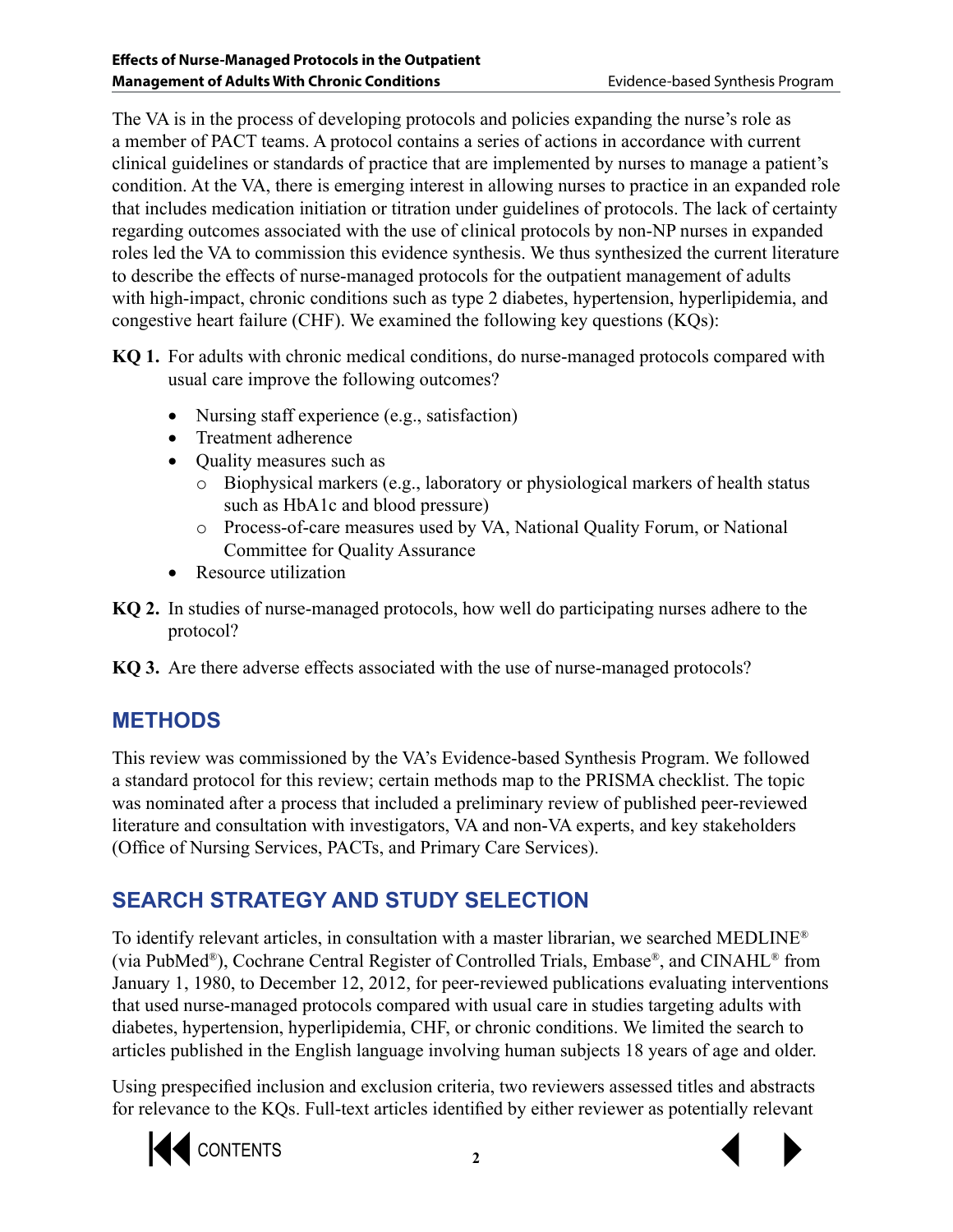The VA is in the process of developing protocols and policies expanding the nurse's role as a member of PACT teams. A protocol contains a series of actions in accordance with current clinical guidelines or standards of practice that are implemented by nurses to manage a patient's condition. At the VA, there is emerging interest in allowing nurses to practice in an expanded role that includes medication initiation or titration under guidelines of protocols. The lack of certainty regarding outcomes associated with the use of clinical protocols by non-NP nurses in expanded roles led the VA to commission this evidence synthesis. We thus synthesized the current literature to describe the effects of nurse-managed protocols for the outpatient management of adults with high-impact, chronic conditions such as type 2 diabetes, hypertension, hyperlipidemia, and congestive heart failure (CHF). We examined the following key questions (KQs):

**KQ 1.** For adults with chronic medical conditions, do nurse-managed protocols compared with usual care improve the following outcomes?

- Nursing staff experience (e.g., satisfaction)
- Treatment adherence
- Quality measures such as
  - Biophysical markers (e.g., laboratory or physiological markers of health status such as HbA1c and blood pressure)
  - Process-of-care measures used by VA, National Quality Forum, or National Committee for Quality Assurance
- Resource utilization

**KQ 2.** In studies of nurse-managed protocols, how well do participating nurses adhere to the protocol?

**KQ 3.** Are there adverse effects associated with the use of nurse-managed protocols?

## METHODS

This review was commissioned by the VA's Evidence-based Synthesis Program. We followed a standard protocol for this review; certain methods map to the PRISMA checklist. The topic was nominated after a process that included a preliminary review of published peer-reviewed literature and consultation with investigators, VA and non-VA experts, and key stakeholders (Office of Nursing Services, PACTs, and Primary Care Services).

## SEARCH STRATEGY AND STUDY SELECTION

To identify relevant articles, in consultation with a master librarian, we searched MEDLINE® (via PubMed®), Cochrane Central Register of Controlled Trials, Embase®, and CINAHL® from January 1, 1980, to December 12, 2012, for peer-reviewed publications evaluating interventions that used nurse-managed protocols compared with usual care in studies targeting adults with diabetes, hypertension, hyperlipidemia, CHF, or chronic conditions. We limited the search to articles published in the English language involving human subjects 18 years of age and older.

Using prespecified inclusion and exclusion criteria, two reviewers assessed titles and abstracts for relevance to the KQs. Full-text articles identified by either reviewer as potentially relevant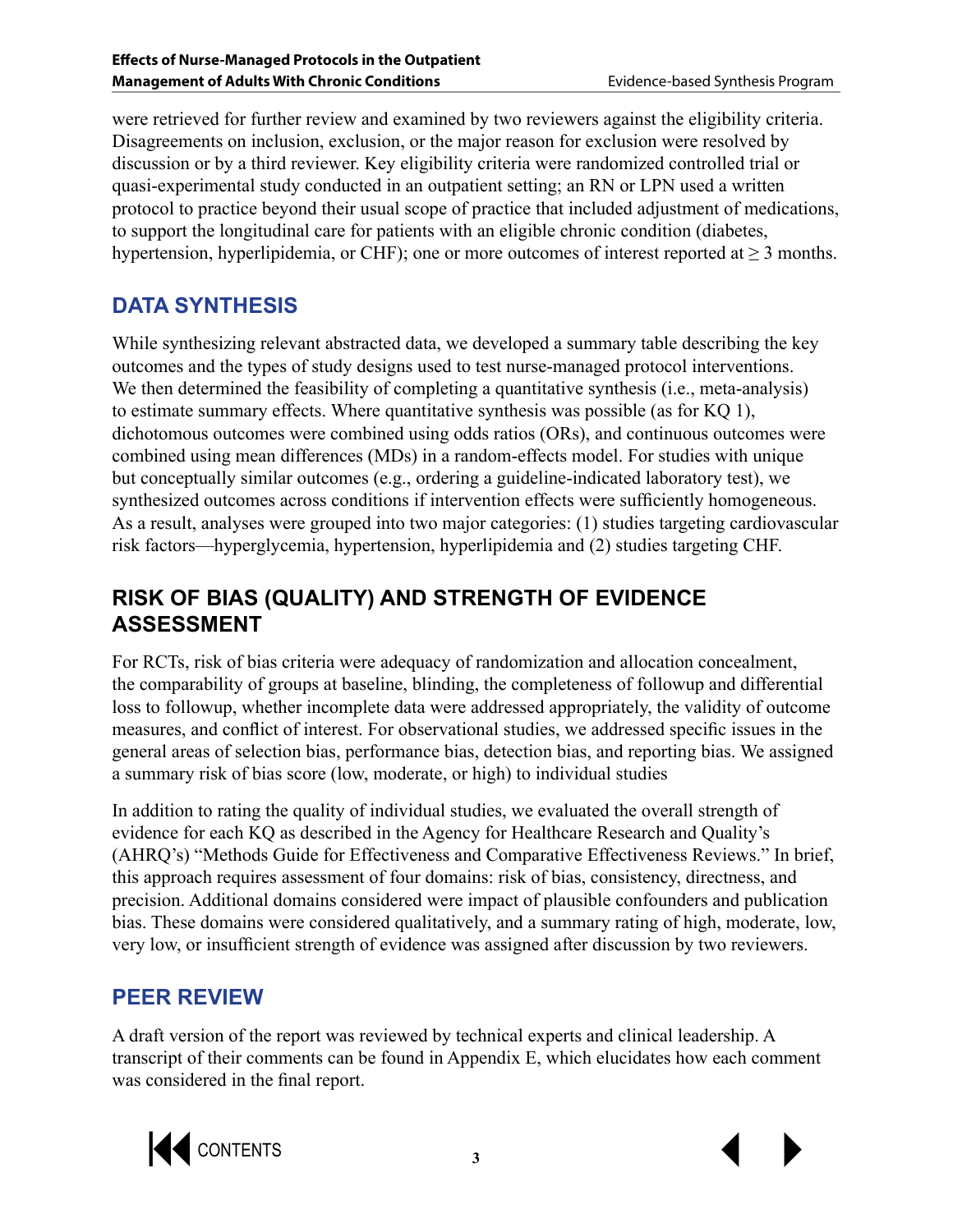were retrieved for further review and examined by two reviewers against the eligibility criteria. Disagreements on inclusion, exclusion, or the major reason for exclusion were resolved by discussion or by a third reviewer. Key eligibility criteria were randomized controlled trial or quasi-experimental study conducted in an outpatient setting; an RN or LPN used a written protocol to practice beyond their usual scope of practice that included adjustment of medications, to support the longitudinal care for patients with an eligible chronic condition (diabetes, hypertension, hyperlipidemia, or CHF); one or more outcomes of interest reported at ≥ 3 months.

## DATA SYNTHESIS

While synthesizing relevant abstracted data, we developed a summary table describing the key outcomes and the types of study designs used to test nurse-managed protocol interventions. We then determined the feasibility of completing a quantitative synthesis (i.e., meta-analysis) to estimate summary effects. Where quantitative synthesis was possible (as for KQ 1), dichotomous outcomes were combined using odds ratios (ORs), and continuous outcomes were combined using mean differences (MDs) in a random-effects model. For studies with unique but conceptually similar outcomes (e.g., ordering a guideline-indicated laboratory test), we synthesized outcomes across conditions if intervention effects were sufficiently homogeneous. As a result, analyses were grouped into two major categories: (1) studies targeting cardiovascular risk factors—hyperglycemia, hypertension, hyperlipidemia and (2) studies targeting CHF.

## RISK OF BIAS (QUALITY) AND STRENGTH OF EVIDENCE ASSESSMENT

For RCTs, risk of bias criteria were adequacy of randomization and allocation concealment, the comparability of groups at baseline, blinding, the completeness of followup and differential loss to followup, whether incomplete data were addressed appropriately, the validity of outcome measures, and conflict of interest. For observational studies, we addressed specific issues in the general areas of selection bias, performance bias, detection bias, and reporting bias. We assigned a summary risk of bias score (low, moderate, or high) to individual studies

In addition to rating the quality of individual studies, we evaluated the overall strength of evidence for each KQ as described in the Agency for Healthcare Research and Quality's (AHRQ's) "Methods Guide for Effectiveness and Comparative Effectiveness Reviews." In brief, this approach requires assessment of four domains: risk of bias, consistency, directness, and precision. Additional domains considered were impact of plausible confounders and publication bias. These domains were considered qualitatively, and a summary rating of high, moderate, low, very low, or insufficient strength of evidence was assigned after discussion by two reviewers.

## PEER REVIEW

A draft version of the report was reviewed by technical experts and clinical leadership. A transcript of their comments can be found in Appendix E, which elucidates how each comment was considered in the final report.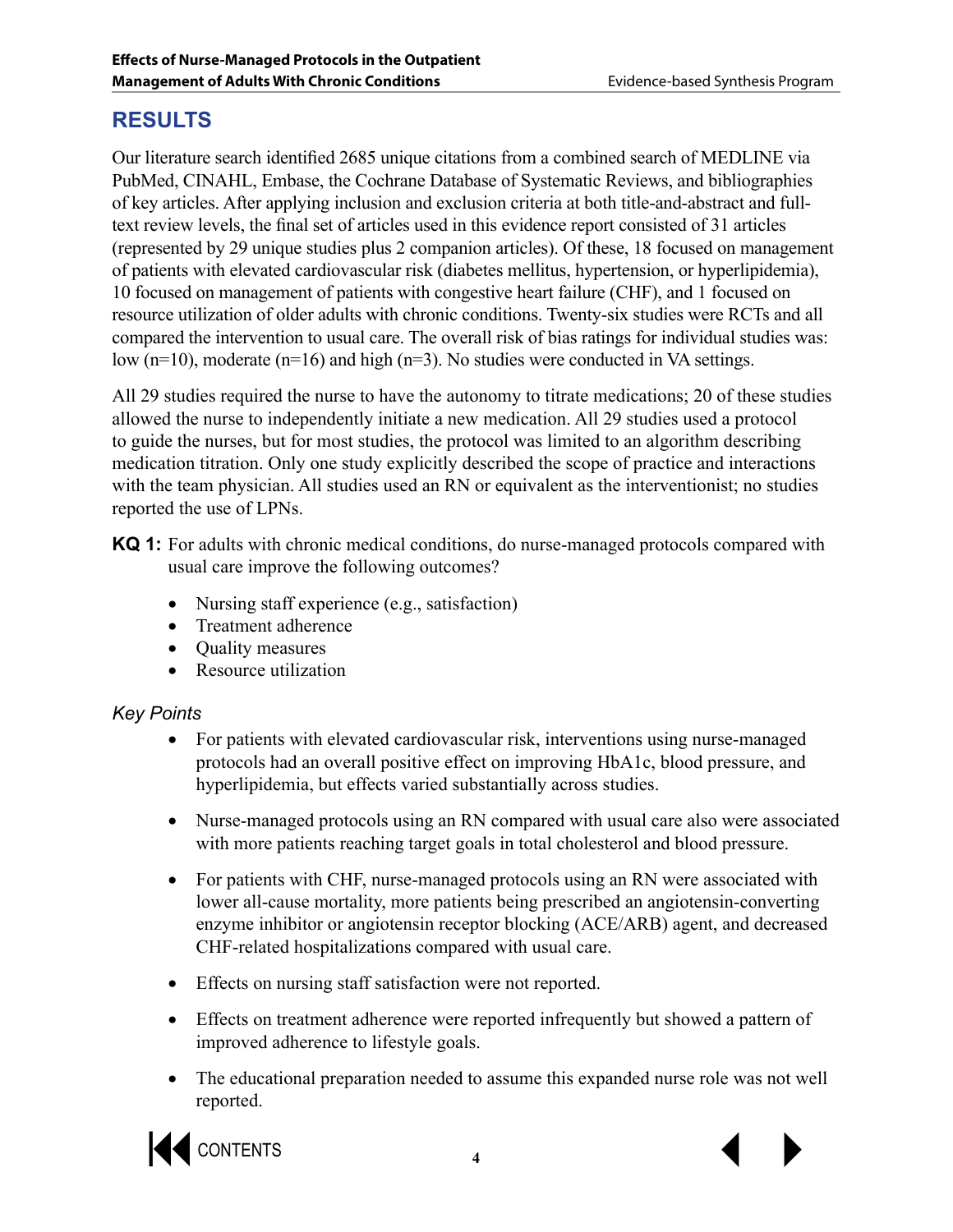## RESULTS

Our literature search identified 2685 unique citations from a combined search of MEDLINE via PubMed, CINAHL, Embase, the Cochrane Database of Systematic Reviews, and bibliographies of key articles. After applying inclusion and exclusion criteria at both title-and-abstract and full-text review levels, the final set of articles used in this evidence report consisted of 31 articles (represented by 29 unique studies plus 2 companion articles). Of these, 18 focused on management of patients with elevated cardiovascular risk (diabetes mellitus, hypertension, or hyperlipidemia), 10 focused on management of patients with congestive heart failure (CHF), and 1 focused on resource utilization of older adults with chronic conditions. Twenty-six studies were RCTs and all compared the intervention to usual care. The overall risk of bias ratings for individual studies was: low (n=10), moderate (n=16) and high (n=3). No studies were conducted in VA settings.

All 29 studies required the nurse to have the autonomy to titrate medications; 20 of these studies allowed the nurse to independently initiate a new medication. All 29 studies used a protocol to guide the nurses, but for most studies, the protocol was limited to an algorithm describing medication titration. Only one study explicitly described the scope of practice and interactions with the team physician. All studies used an RN or equivalent as the interventionist; no studies reported the use of LPNs.

**KQ 1:** For adults with chronic medical conditions, do nurse-managed protocols compared with usual care improve the following outcomes?

- Nursing staff experience (e.g., satisfaction)
- Treatment adherence
- Quality measures
- Resource utilization

### *Key Points*

- For patients with elevated cardiovascular risk, interventions using nurse-managed protocols had an overall positive effect on improving HbA1c, blood pressure, and hyperlipidemia, but effects varied substantially across studies.
- Nurse-managed protocols using an RN compared with usual care also were associated with more patients reaching target goals in total cholesterol and blood pressure.
- For patients with CHF, nurse-managed protocols using an RN were associated with lower all-cause mortality, more patients being prescribed an angiotensin-converting enzyme inhibitor or angiotensin receptor blocking (ACE/ARB) agent, and decreased CHF-related hospitalizations compared with usual care.
- Effects on nursing staff satisfaction were not reported.
- Effects on treatment adherence were reported infrequently but showed a pattern of improved adherence to lifestyle goals.
- The educational preparation needed to assume this expanded nurse role was not well reported.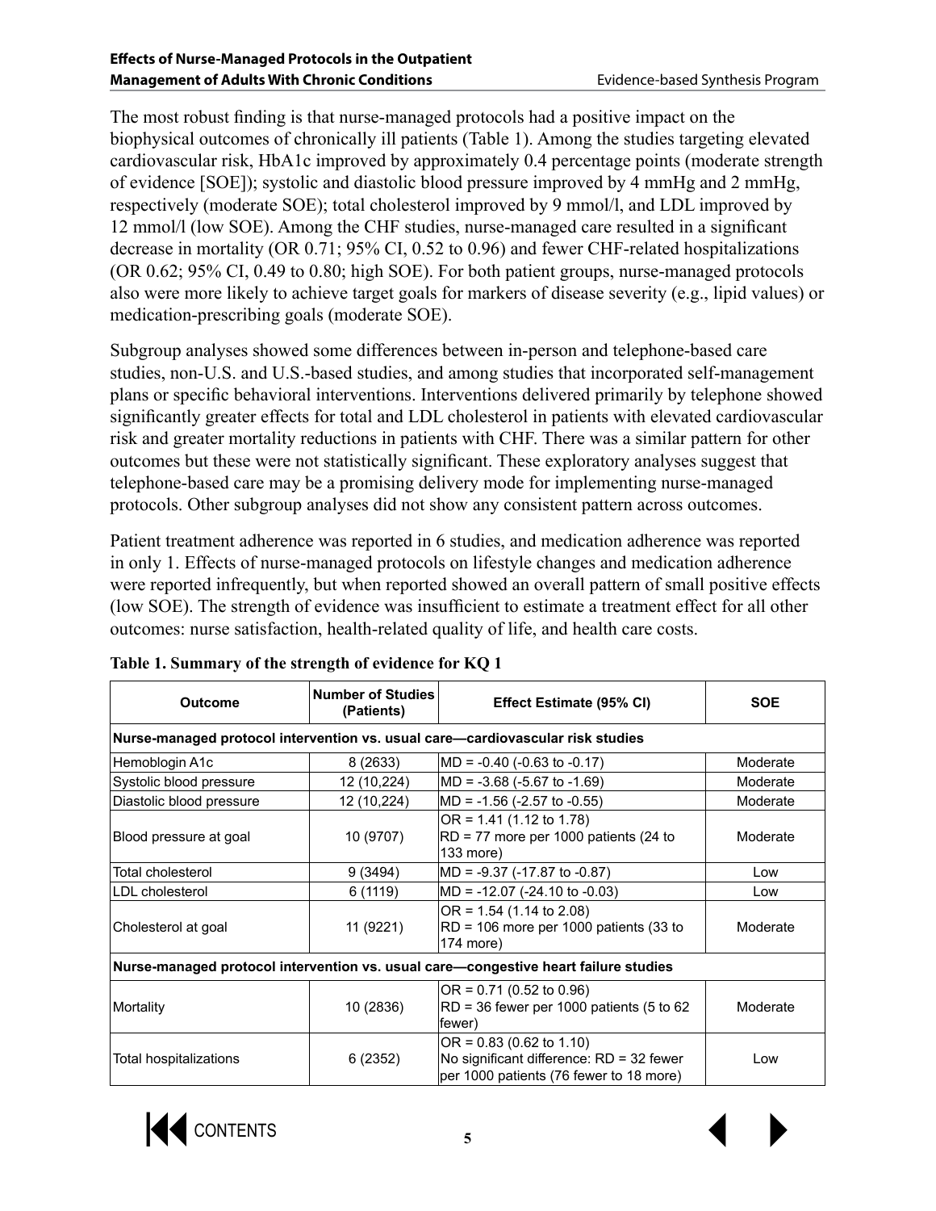The most robust finding is that nurse-managed protocols had a positive impact on the biophysical outcomes of chronically ill patients (Table 1). Among the studies targeting elevated cardiovascular risk, HbA1c improved by approximately 0.4 percentage points (moderate strength of evidence [SOE]); systolic and diastolic blood pressure improved by 4 mmHg and 2 mmHg, respectively (moderate SOE); total cholesterol improved by 9 mmol/l, and LDL improved by 12 mmol/l (low SOE). Among the CHF studies, nurse-managed care resulted in a significant decrease in mortality (OR 0.71; 95% CI, 0.52 to 0.96) and fewer CHF-related hospitalizations (OR 0.62; 95% CI, 0.49 to 0.80; high SOE). For both patient groups, nurse-managed protocols also were more likely to achieve target goals for markers of disease severity (e.g., lipid values) or medication-prescribing goals (moderate SOE).

Subgroup analyses showed some differences between in-person and telephone-based care studies, non-U.S. and U.S.-based studies, and among studies that incorporated self-management plans or specific behavioral interventions. Interventions delivered primarily by telephone showed significantly greater effects for total and LDL cholesterol in patients with elevated cardiovascular risk and greater mortality reductions in patients with CHF. There was a similar pattern for other outcomes but these were not statistically significant. These exploratory analyses suggest that telephone-based care may be a promising delivery mode for implementing nurse-managed protocols. Other subgroup analyses did not show any consistent pattern across outcomes.

Patient treatment adherence was reported in 6 studies, and medication adherence was reported in only 1. Effects of nurse-managed protocols on lifestyle changes and medication adherence were reported infrequently, but when reported showed an overall pattern of small positive effects (low SOE). The strength of evidence was insufficient to estimate a treatment effect for all other outcomes: nurse satisfaction, health-related quality of life, and health care costs.

**Table 1. Summary of the strength of evidence for KQ 1**

| Outcome | Number of Studies (Patients) | Effect Estimate (95% CI) | SOE |
|---|---|---|---|
| **Nurse-managed protocol intervention vs. usual care—cardiovascular risk studies** | | | |
| Hemoblogin A1c | 8 (2633) | MD = -0.40 (-0.63 to -0.17) | Moderate |
| Systolic blood pressure | 12 (10,224) | MD = -3.68 (-5.67 to -1.69) | Moderate |
| Diastolic blood pressure | 12 (10,224) | MD = -1.56 (-2.57 to -0.55) | Moderate |
| Blood pressure at goal | 10 (9707) | OR = 1.41 (1.12 to 1.78)<br>RD = 77 more per 1000 patients (24 to 133 more) | Moderate |
| Total cholesterol | 9 (3494) | MD = -9.37 (-17.87 to -0.87) | Low |
| LDL cholesterol | 6 (1119) | MD = -12.07 (-24.10 to -0.03) | Low |
| Cholesterol at goal | 11 (9221) | OR = 1.54 (1.14 to 2.08)<br>RD = 106 more per 1000 patients (33 to 174 more) | Moderate |
| **Nurse-managed protocol intervention vs. usual care—congestive heart failure studies** | | | |
| Mortality | 10 (2836) | OR = 0.71 (0.52 to 0.96)<br>RD = 36 fewer per 1000 patients (5 to 62 fewer) | Moderate |
| Total hospitalizations | 6 (2352) | OR = 0.83 (0.62 to 1.10)<br>No significant difference: RD = 32 fewer per 1000 patients (76 fewer to 18 more) | Low |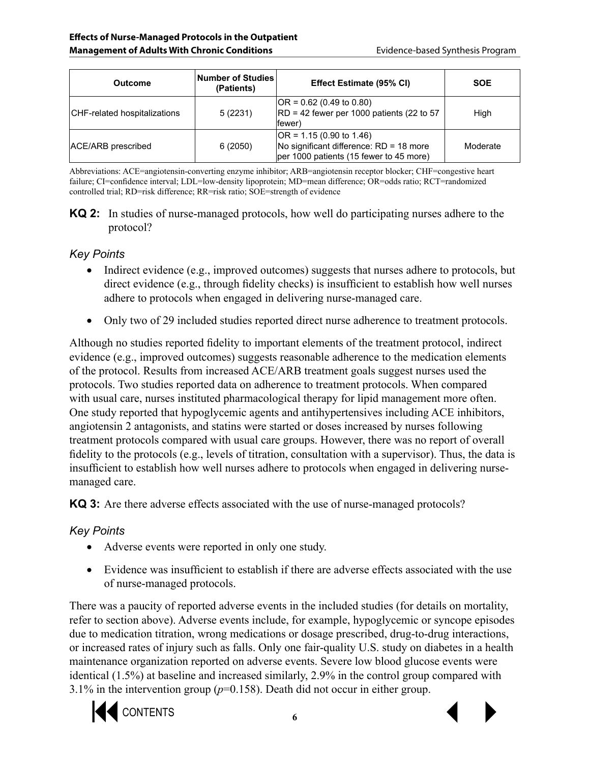| Outcome | Number of Studies (Patients) | Effect Estimate (95% CI) | SOE |
|---|---|---|---|
| CHF-related hospitalizations | 5 (2231) | OR = 0.62 (0.49 to 0.80) RD = 42 fewer per 1000 patients (22 to 57 fewer) | High |
| ACE/ARB prescribed | 6 (2050) | OR = 1.15 (0.90 to 1.46) No significant difference: RD = 18 more per 1000 patients (15 fewer to 45 more) | Moderate |

Abbreviations: ACE=angiotensin-converting enzyme inhibitor; ARB=angiotensin receptor blocker; CHF=congestive heart failure; CI=confidence interval; LDL=low-density lipoprotein; MD=mean difference; OR=odds ratio; RCT=randomized controlled trial; RD=risk difference; RR=risk ratio; SOE=strength of evidence

**KQ 2:** In studies of nurse-managed protocols, how well do participating nurses adhere to the protocol?

### *Key Points*

- Indirect evidence (e.g., improved outcomes) suggests that nurses adhere to protocols, but direct evidence (e.g., through fidelity checks) is insufficient to establish how well nurses adhere to protocols when engaged in delivering nurse-managed care.
- Only two of 29 included studies reported direct nurse adherence to treatment protocols.

Although no studies reported fidelity to important elements of the treatment protocol, indirect evidence (e.g., improved outcomes) suggests reasonable adherence to the medication elements of the protocol. Results from increased ACE/ARB treatment goals suggest nurses used the protocols. Two studies reported data on adherence to treatment protocols. When compared with usual care, nurses instituted pharmacological therapy for lipid management more often. One study reported that hypoglycemic agents and antihypertensives including ACE inhibitors, angiotensin 2 antagonists, and statins were started or doses increased by nurses following treatment protocols compared with usual care groups. However, there was no report of overall fidelity to the protocols (e.g., levels of titration, consultation with a supervisor). Thus, the data is insufficient to establish how well nurses adhere to protocols when engaged in delivering nurse-managed care.

**KQ 3:** Are there adverse effects associated with the use of nurse-managed protocols?

### *Key Points*

- Adverse events were reported in only one study.
- Evidence was insufficient to establish if there are adverse effects associated with the use of nurse-managed protocols.

There was a paucity of reported adverse events in the included studies (for details on mortality, refer to section above). Adverse events include, for example, hypoglycemic or syncope episodes due to medication titration, wrong medications or dosage prescribed, drug-to-drug interactions, or increased rates of injury such as falls. Only one fair-quality U.S. study on diabetes in a health maintenance organization reported on adverse events. Severe low blood glucose events were identical (1.5%) at baseline and increased similarly, 2.9% in the control group compared with 3.1% in the intervention group ($p$=0.158). Death did not occur in either group.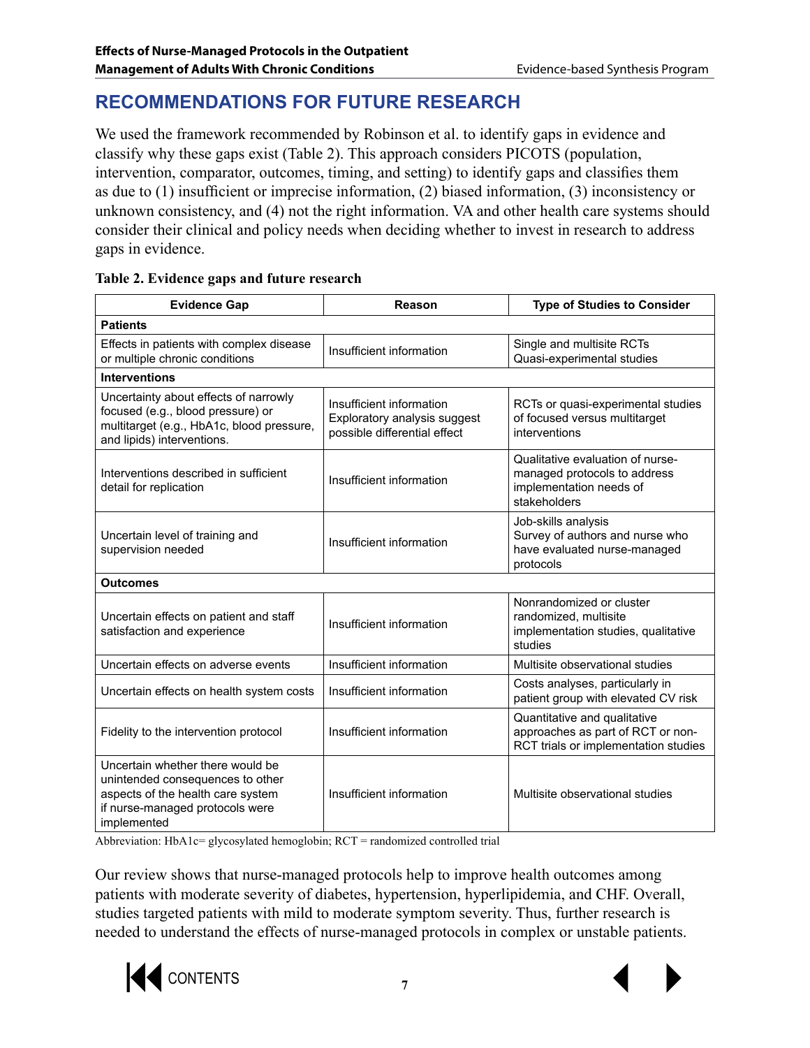## RECOMMENDATIONS FOR FUTURE RESEARCH

We used the framework recommended by Robinson et al. to identify gaps in evidence and classify why these gaps exist (Table 2). This approach considers PICOTS (population, intervention, comparator, outcomes, timing, and setting) to identify gaps and classifies them as due to (1) insufficient or imprecise information, (2) biased information, (3) inconsistency or unknown consistency, and (4) not the right information. VA and other health care systems should consider their clinical and policy needs when deciding whether to invest in research to address gaps in evidence.

**Table 2. Evidence gaps and future research**

| Evidence Gap | Reason | Type of Studies to Consider |
|---|---|---|
| **Patients** | | |
| Effects in patients with complex disease or multiple chronic conditions | Insufficient information | Single and multisite RCTs<br>Quasi-experimental studies |
| **Interventions** | | |
| Uncertainty about effects of narrowly focused (e.g., blood pressure) or multitarget (e.g., HbA1c, blood pressure, and lipids) interventions. | Insufficient information<br>Exploratory analysis suggest possible differential effect | RCTs or quasi-experimental studies of focused versus multitarget interventions |
| Interventions described in sufficient detail for replication | Insufficient information | Qualitative evaluation of nurse-managed protocols to address implementation needs of stakeholders |
| Uncertain level of training and supervision needed | Insufficient information | Job-skills analysis<br>Survey of authors and nurse who have evaluated nurse-managed protocols |
| **Outcomes** | | |
| Uncertain effects on patient and staff satisfaction and experience | Insufficient information | Nonrandomized or cluster randomized, multisite implementation studies, qualitative studies |
| Uncertain effects on adverse events | Insufficient information | Multisite observational studies |
| Uncertain effects on health system costs | Insufficient information | Costs analyses, particularly in patient group with elevated CV risk |
| Fidelity to the intervention protocol | Insufficient information | Quantitative and qualitative approaches as part of RCT or non-RCT trials or implementation studies |
| Uncertain whether there would be unintended consequences to other aspects of the health care system if nurse-managed protocols were implemented | Insufficient information | Multisite observational studies |

Abbreviation: HbA1c= glycosylated hemoglobin; RCT = randomized controlled trial

Our review shows that nurse-managed protocols help to improve health outcomes among patients with moderate severity of diabetes, hypertension, hyperlipidemia, and CHF. Overall, studies targeted patients with mild to moderate symptom severity. Thus, further research is needed to understand the effects of nurse-managed protocols in complex or unstable patients.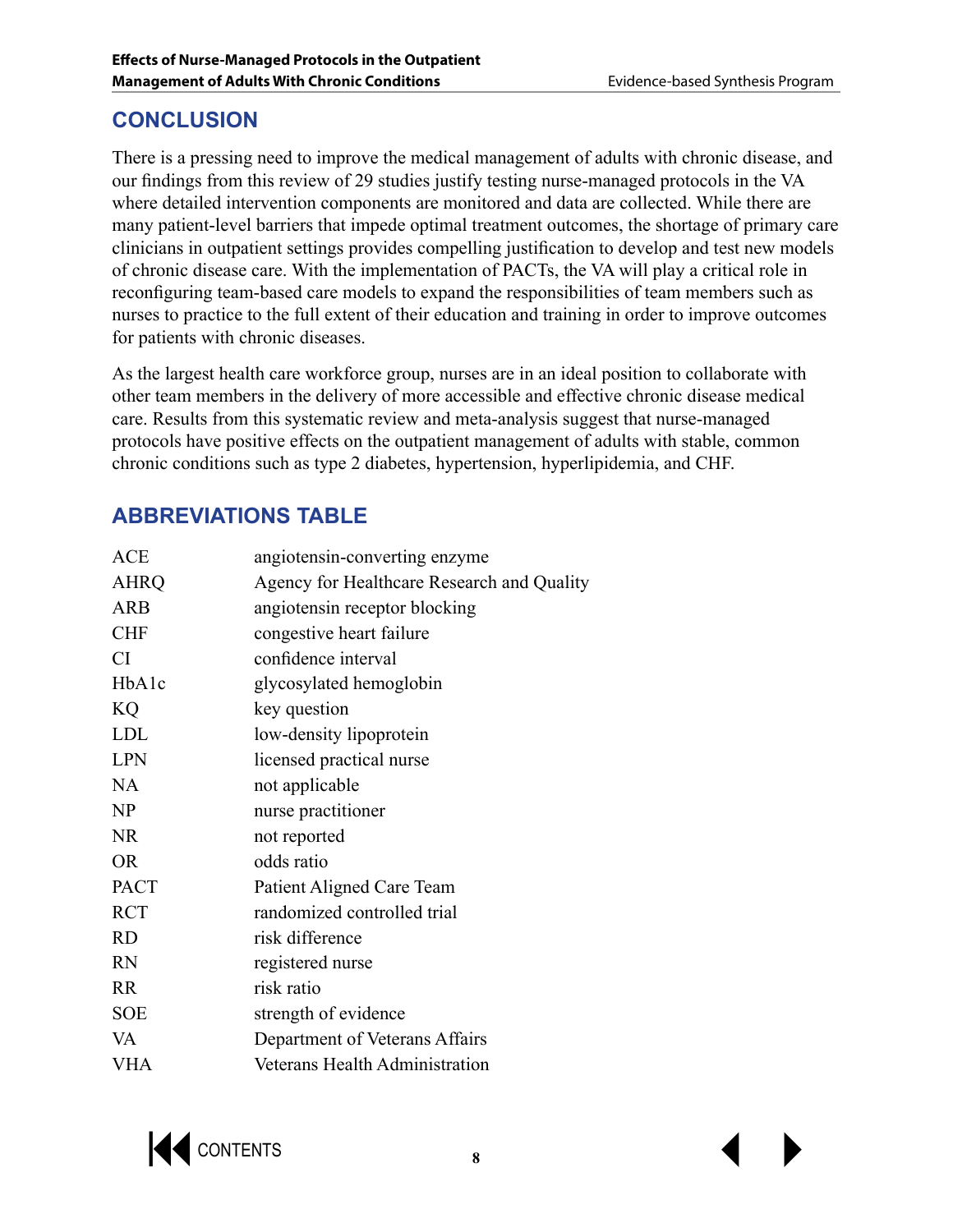## CONCLUSION

There is a pressing need to improve the medical management of adults with chronic disease, and our findings from this review of 29 studies justify testing nurse-managed protocols in the VA where detailed intervention components are monitored and data are collected. While there are many patient-level barriers that impede optimal treatment outcomes, the shortage of primary care clinicians in outpatient settings provides compelling justification to develop and test new models of chronic disease care. With the implementation of PACTs, the VA will play a critical role in reconfiguring team-based care models to expand the responsibilities of team members such as nurses to practice to the full extent of their education and training in order to improve outcomes for patients with chronic diseases.

As the largest health care workforce group, nurses are in an ideal position to collaborate with other team members in the delivery of more accessible and effective chronic disease medical care. Results from this systematic review and meta-analysis suggest that nurse-managed protocols have positive effects on the outpatient management of adults with stable, common chronic conditions such as type 2 diabetes, hypertension, hyperlipidemia, and CHF.

## ABBREVIATIONS TABLE

| | |
|---|---|
| ACE | angiotensin-converting enzyme |
| AHRQ | Agency for Healthcare Research and Quality |
| ARB | angiotensin receptor blocking |
| CHF | congestive heart failure |
| CI | confidence interval |
| HbA1c | glycosylated hemoglobin |
| KQ | key question |
| LDL | low-density lipoprotein |
| LPN | licensed practical nurse |
| NA | not applicable |
| NP | nurse practitioner |
| NR | not reported |
| OR | odds ratio |
| PACT | Patient Aligned Care Team |
| RCT | randomized controlled trial |
| RD | risk difference |
| RN | registered nurse |
| RR | risk ratio |
| SOE | strength of evidence |
| VA | Department of Veterans Affairs |
| VHA | Veterans Health Administration |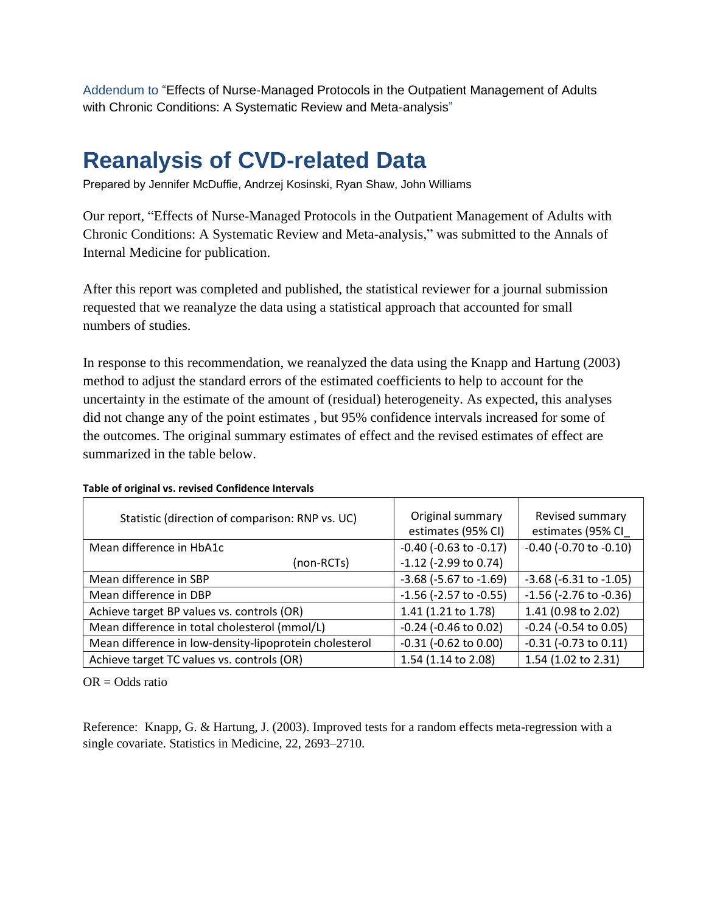Addendum to "Effects of Nurse-Managed Protocols in the Outpatient Management of Adults with Chronic Conditions: A Systematic Review and Meta-analysis"

# Reanalysis of CVD-related Data

Prepared by Jennifer McDuffie, Andrzej Kosinski, Ryan Shaw, John Williams

Our report, "Effects of Nurse-Managed Protocols in the Outpatient Management of Adults with Chronic Conditions: A Systematic Review and Meta-analysis," was submitted to the Annals of Internal Medicine for publication.

After this report was completed and published, the statistical reviewer for a journal submission requested that we reanalyze the data using a statistical approach that accounted for small numbers of studies.

In response to this recommendation, we reanalyzed the data using the Knapp and Hartung (2003) method to adjust the standard errors of the estimated coefficients to help to account for the uncertainty in the estimate of the amount of (residual) heterogeneity. As expected, this analyses did not change any of the point estimates , but 95% confidence intervals increased for some of the outcomes. The original summary estimates of effect and the revised estimates of effect are summarized in the table below.

**Table of original vs. revised Confidence Intervals**

| Statistic (direction of comparison: RNP vs. UC) | Original summary estimates (95% CI) | Revised summary estimates (95% CI_ |
|---|---|---|
| Mean difference in HbA1c | -0.40 (-0.63 to -0.17) | -0.40 (-0.70 to -0.10) |
| (non-RCTs) | -1.12 (-2.99 to 0.74) | |
| Mean difference in SBP | -3.68 (-5.67 to -1.69) | -3.68 (-6.31 to -1.05) |
| Mean difference in DBP | -1.56 (-2.57 to -0.55) | -1.56 (-2.76 to -0.36) |
| Achieve target BP values vs. controls (OR) | 1.41 (1.21 to 1.78) | 1.41 (0.98 to 2.02) |
| Mean difference in total cholesterol (mmol/L) | -0.24 (-0.46 to 0.02) | -0.24 (-0.54 to 0.05) |
| Mean difference in low-density-lipoprotein cholesterol | -0.31 (-0.62 to 0.00) | -0.31 (-0.73 to 0.11) |
| Achieve target TC values vs. controls (OR) | 1.54 (1.14 to 2.08) | 1.54 (1.02 to 2.31) |

OR = Odds ratio

Reference: Knapp, G. & Hartung, J. (2003). Improved tests for a random effects meta-regression with a single covariate. Statistics in Medicine, 22, 2693–2710.